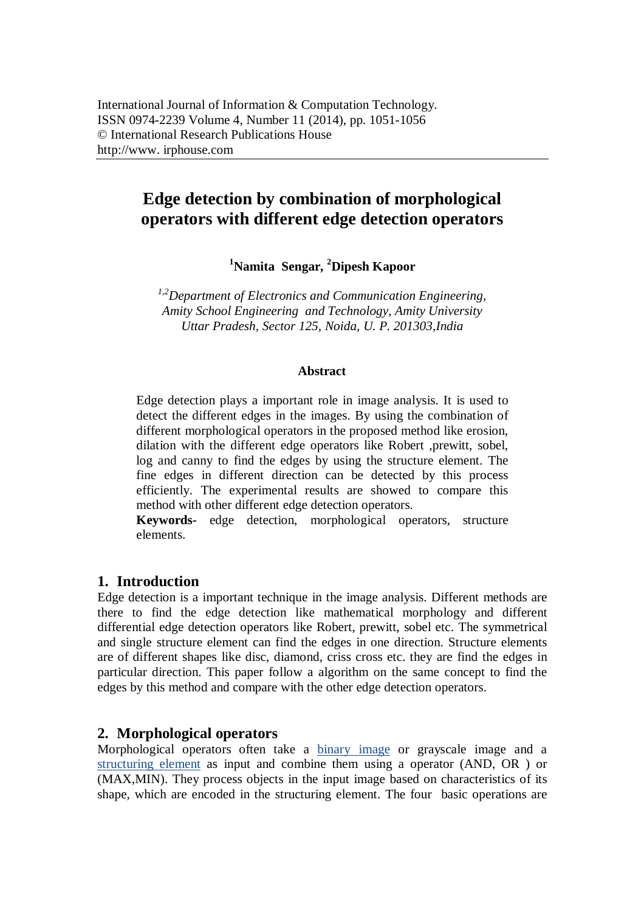International Journal of Information & Computation Technology.
ISSN 0974-2239 Volume 4, Number 11 (2014), pp. 1051-1056
© International Research Publications House
http://www. irphouse.com

# Edge detection by combination of morphological operators with different edge detection operators

**[1]Namita Sengar, [2]Dipesh Kapoor**

*[1,2]Department of Electronics and Communication Engineering, Amity School Engineering and Technology, Amity University Uttar Pradesh, Sector 125, Noida, U. P. 201303,India*

### Abstract

Edge detection plays a important role in image analysis. It is used to detect the different edges in the images. By using the combination of different morphological operators in the proposed method like erosion, dilation with the different edge operators like Robert ,prewitt, sobel, log and canny to find the edges by using the structure element. The fine edges in different direction can be detected by this process efficiently. The experimental results are showed to compare this method with other different edge detection operators.

**Keywords-** edge detection, morphological operators, structure elements.

## 1. Introduction

Edge detection is a important technique in the image analysis. Different methods are there to find the edge detection like mathematical morphology and different differential edge detection operators like Robert, prewitt, sobel etc. The symmetrical and single structure element can find the edges in one direction. Structure elements are of different shapes like disc, diamond, criss cross etc. they are find the edges in particular direction. This paper follow a algorithm on the same concept to find the edges by this method and compare with the other edge detection operators.

## 2. Morphological operators

Morphological operators often take a binary image or grayscale image and a structuring element as input and combine them using a operator (AND, OR ) or (MAX,MIN). They process objects in the input image based on characteristics of its shape, which are encoded in the structuring element. The four basic operations are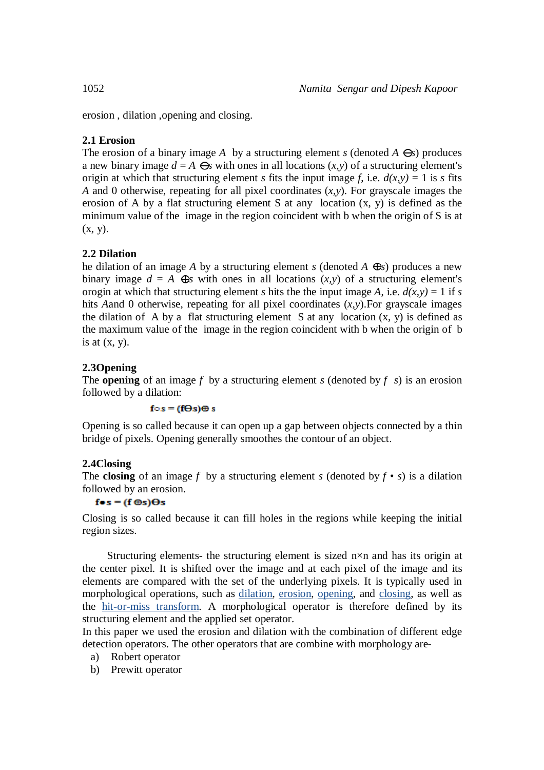erosion , dilation ,opening and closing.

### 2.1 Erosion

The erosion of a binary image $A$ by a structuring element $s$ (denoted $A \ominus s$) produces a new binary image $d = A \ominus s$ with ones in all locations $(x,y)$ of a structuring element's origin at which that structuring element $s$ fits the input image $f$, i.e. $d(x,y) = 1$ is $s$ fits $A$ and 0 otherwise, repeating for all pixel coordinates $(x,y)$. For grayscale images the erosion of A by a flat structuring element S at any location (x, y) is defined as the minimum value of the image in the region coincident with b when the origin of S is at (x, y).

### 2.2 Dilation

he dilation of an image $A$ by a structuring element $s$ (denoted $A \oplus s$) produces a new binary image $d = A \oplus s$ with ones in all locations $(x,y)$ of a structuring element's orogin at which that structuring element $s$ hits the the input image $A$, i.e. $d(x,y) = 1$ if $s$ hits $A$and 0 otherwise, repeating for all pixel coordinates $(x,y)$.For grayscale images the dilation of A by a flat structuring element S at any location (x, y) is defined as the maximum value of the image in the region coincident with b when the origin of b is at (x, y).

### 2.3Opening

The **opening** of an image $f$ by a structuring element $s$ (denoted by $f$ $s$) is an erosion followed by a dilation:

$$f \circ s = (f \ominus s) \oplus s$$

Opening is so called because it can open up a gap between objects connected by a thin bridge of pixels. Opening generally smoothes the contour of an object.

### 2.4Closing

The **closing** of an image $f$ by a structuring element $s$ (denoted by $f \bullet s$) is a dilation followed by an erosion.

$$f \bullet s = (f \oplus s) \ominus s$$

Closing is so called because it can fill holes in the regions while keeping the initial region sizes.

Structuring elements- the structuring element is sized n×n and has its origin at the center pixel. It is shifted over the image and at each pixel of the image and its elements are compared with the set of the underlying pixels. It is typically used in morphological operations, such as dilation, erosion, opening, and closing, as well as the hit-or-miss transform. A morphological operator is therefore defined by its structuring element and the applied set operator.

In this paper we used the erosion and dilation with the combination of different edge detection operators. The other operators that are combine with morphology are-

a) Robert operator
b) Prewitt operator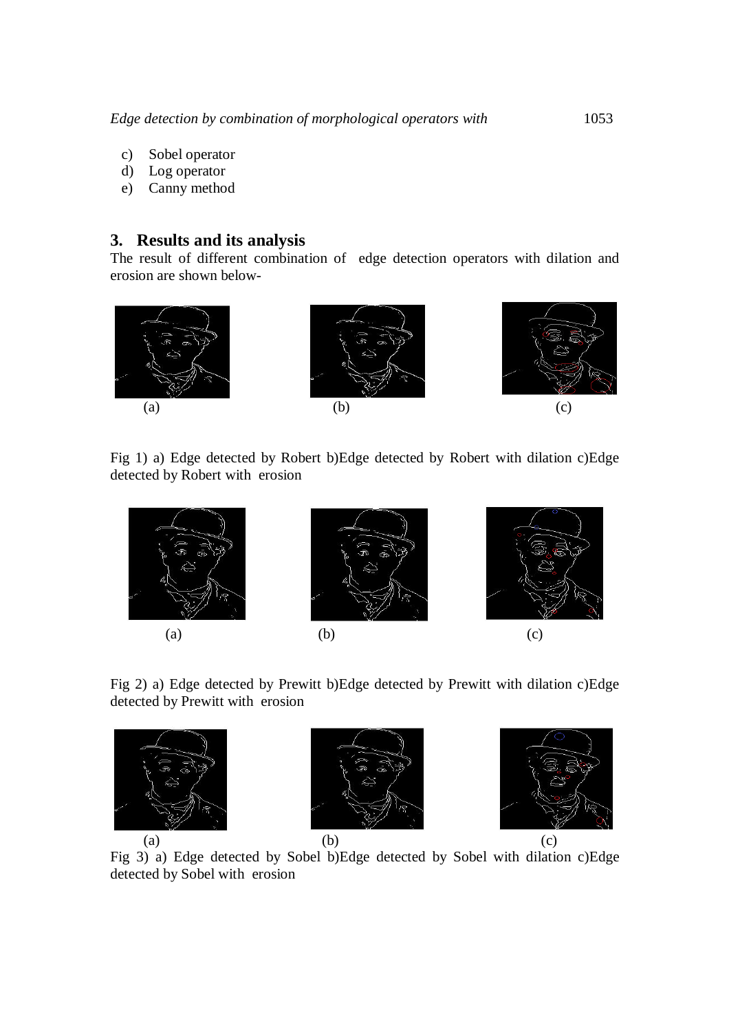c) Sobel operator
d) Log operator
e) Canny method

## 3. Results and its analysis

The result of different combination of edge detection operators with dilation and erosion are shown below-

(a) (b) (c)

Fig 1) a) Edge detected by Robert b)Edge detected by Robert with dilation c)Edge detected by Robert with erosion

(a) (b) (c)

Fig 2) a) Edge detected by Prewitt b)Edge detected by Prewitt with dilation c)Edge detected by Prewitt with erosion

(a) (b) (c)

Fig 3) a) Edge detected by Sobel b)Edge detected by Sobel with dilation c)Edge detected by Sobel with erosion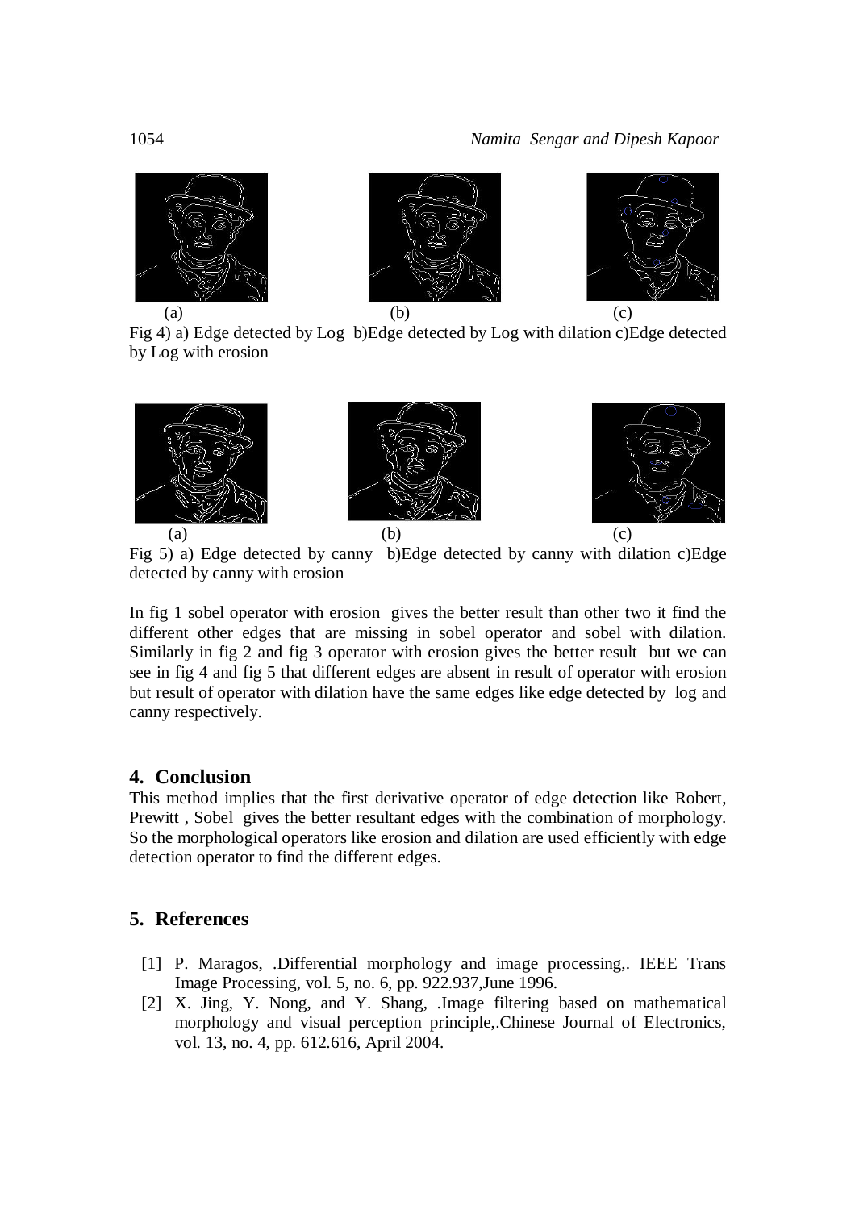(a) (b) (c)

Fig 4) a) Edge detected by Log b)Edge detected by Log with dilation c)Edge detected by Log with erosion

(a) (b) (c)

Fig 5) a) Edge detected by canny b)Edge detected by canny with dilation c)Edge detected by canny with erosion

In fig 1 sobel operator with erosion gives the better result than other two it find the different other edges that are missing in sobel operator and sobel with dilation. Similarly in fig 2 and fig 3 operator with erosion gives the better result but we can see in fig 4 and fig 5 that different edges are absent in result of operator with erosion but result of operator with dilation have the same edges like edge detected by log and canny respectively.

## 4. Conclusion

This method implies that the first derivative operator of edge detection like Robert, Prewitt , Sobel gives the better resultant edges with the combination of morphology. So the morphological operators like erosion and dilation are used efficiently with edge detection operator to find the different edges.

## 5. References

[1] P. Maragos, .Differential morphology and image processing,. IEEE Trans Image Processing, vol. 5, no. 6, pp. 922.937,June 1996.

[2] X. Jing, Y. Nong, and Y. Shang, .Image filtering based on mathematical morphology and visual perception principle,.Chinese Journal of Electronics, vol. 13, no. 4, pp. 612.616, April 2004.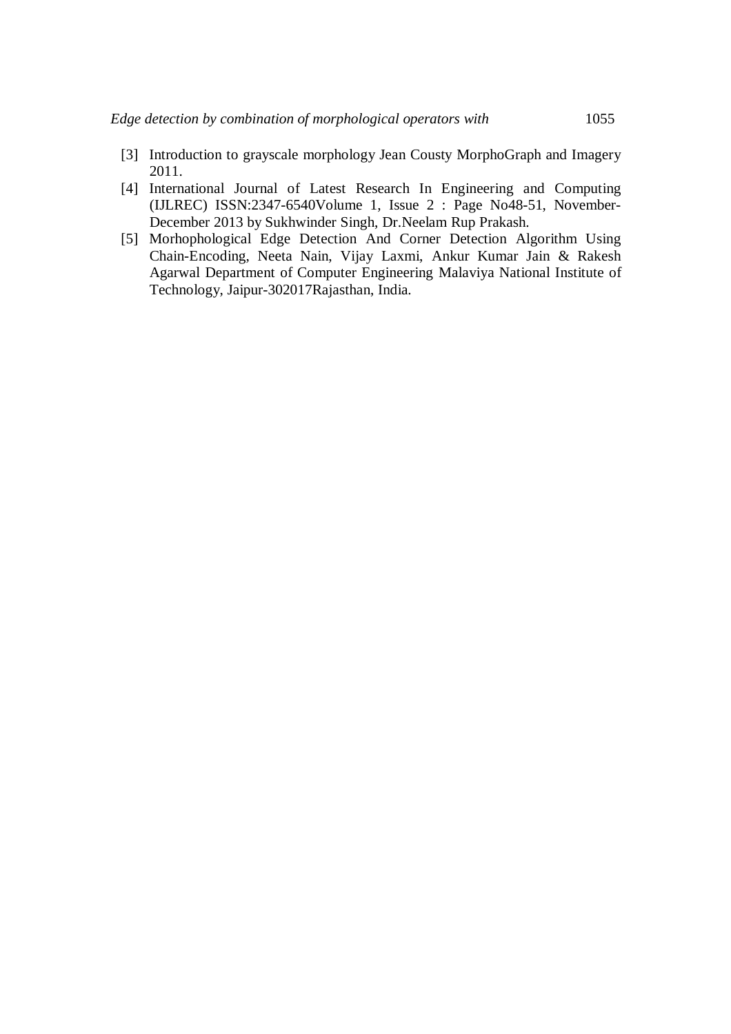[3] Introduction to grayscale morphology Jean Cousty MorphoGraph and Imagery 2011.

[4] International Journal of Latest Research In Engineering and Computing (IJLREC) ISSN:2347-6540Volume 1, Issue 2 : Page No48-51, November-December 2013 by Sukhwinder Singh, Dr.Neelam Rup Prakash.

[5] Morhophological Edge Detection And Corner Detection Algorithm Using Chain-Encoding, Neeta Nain, Vijay Laxmi, Ankur Kumar Jain & Rakesh Agarwal Department of Computer Engineering Malaviya National Institute of Technology, Jaipur-302017Rajasthan, India.